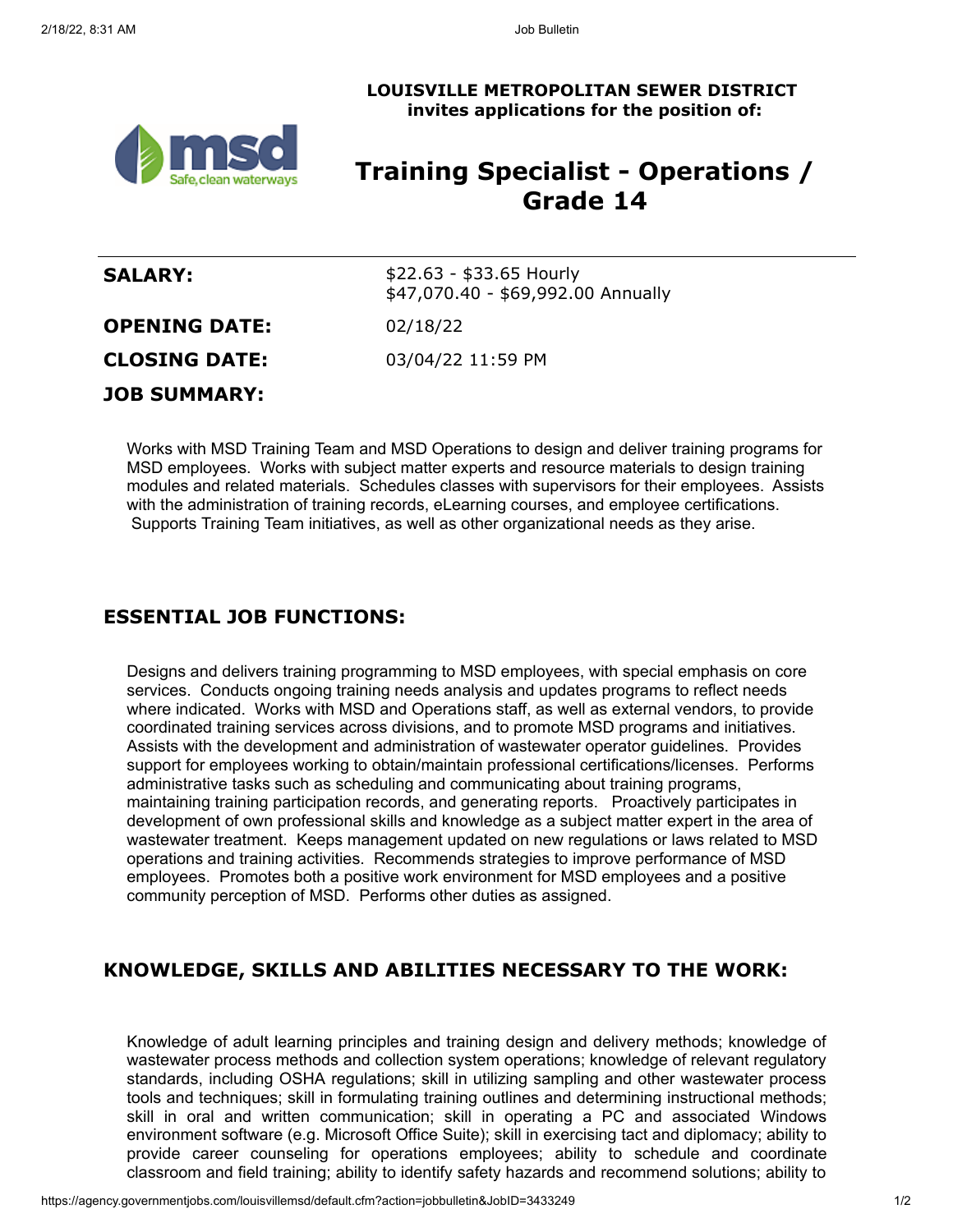**LOUISVILLE METROPOLITAN SEWER DISTRICT**
**invites applications for the position of:**

# Training Specialist - Operations / Grade 14

| | |
|---|---|
| **SALARY:** | \$22.63 - \$33.65 Hourly<br>\$47,070.40 - \$69,992.00 Annually |
| **OPENING DATE:** | 02/18/22 |
| **CLOSING DATE:** | 03/04/22 11:59 PM |

**JOB SUMMARY:**

Works with MSD Training Team and MSD Operations to design and deliver training programs for MSD employees. Works with subject matter experts and resource materials to design training modules and related materials. Schedules classes with supervisors for their employees. Assists with the administration of training records, eLearning courses, and employee certifications. Supports Training Team initiatives, as well as other organizational needs as they arise.

## ESSENTIAL JOB FUNCTIONS:

Designs and delivers training programming to MSD employees, with special emphasis on core services. Conducts ongoing training needs analysis and updates programs to reflect needs where indicated. Works with MSD and Operations staff, as well as external vendors, to provide coordinated training services across divisions, and to promote MSD programs and initiatives. Assists with the development and administration of wastewater operator guidelines. Provides support for employees working to obtain/maintain professional certifications/licenses. Performs administrative tasks such as scheduling and communicating about training programs, maintaining training participation records, and generating reports. Proactively participates in development of own professional skills and knowledge as a subject matter expert in the area of wastewater treatment. Keeps management updated on new regulations or laws related to MSD operations and training activities. Recommends strategies to improve performance of MSD employees. Promotes both a positive work environment for MSD employees and a positive community perception of MSD. Performs other duties as assigned.

## KNOWLEDGE, SKILLS AND ABILITIES NECESSARY TO THE WORK:

Knowledge of adult learning principles and training design and delivery methods; knowledge of wastewater process methods and collection system operations; knowledge of relevant regulatory standards, including OSHA regulations; skill in utilizing sampling and other wastewater process tools and techniques; skill in formulating training outlines and determining instructional methods; skill in oral and written communication; skill in operating a PC and associated Windows environment software (e.g. Microsoft Office Suite); skill in exercising tact and diplomacy; ability to provide career counseling for operations employees; ability to schedule and coordinate classroom and field training; ability to identify safety hazards and recommend solutions; ability to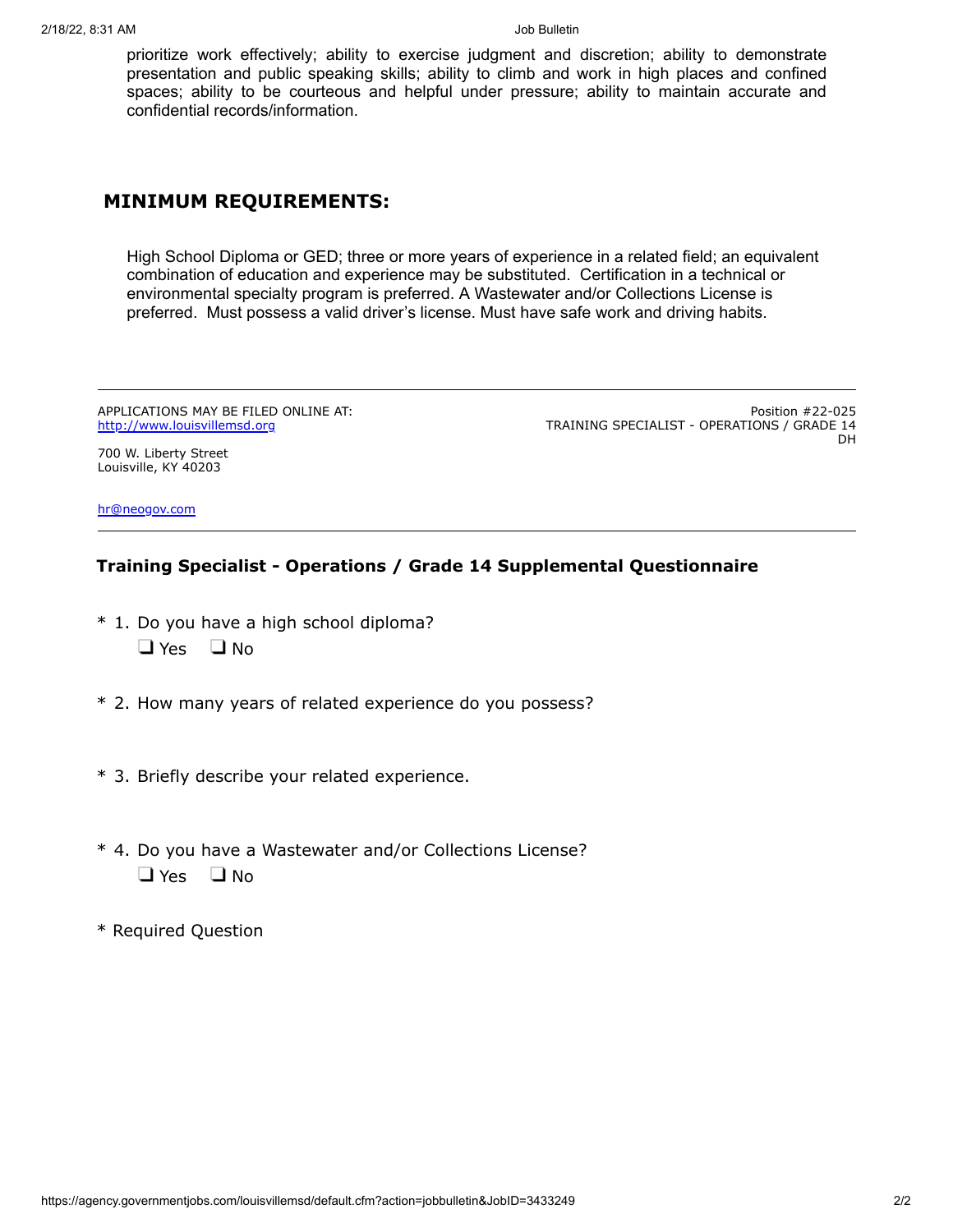prioritize work effectively; ability to exercise judgment and discretion; ability to demonstrate presentation and public speaking skills; ability to climb and work in high places and confined spaces; ability to be courteous and helpful under pressure; ability to maintain accurate and confidential records/information.

## MINIMUM REQUIREMENTS:

High School Diploma or GED; three or more years of experience in a related field; an equivalent combination of education and experience may be substituted. Certification in a technical or environmental specialty program is preferred. A Wastewater and/or Collections License is preferred. Must possess a valid driver's license. Must have safe work and driving habits.

---

APPLICATIONS MAY BE FILED ONLINE AT:
http://www.louisvillemsd.org

700 W. Liberty Street
Louisville, KY 40203

hr@neogov.com

Position #22-025
TRAINING SPECIALIST - OPERATIONS / GRADE 14
DH

---

### Training Specialist - Operations / Grade 14 Supplemental Questionnaire

\* 1. Do you have a high school diploma?
- ❑ Yes ❑ No

\* 2. How many years of related experience do you possess?

\* 3. Briefly describe your related experience.

\* 4. Do you have a Wastewater and/or Collections License?
- ❑ Yes ❑ No

\* Required Question